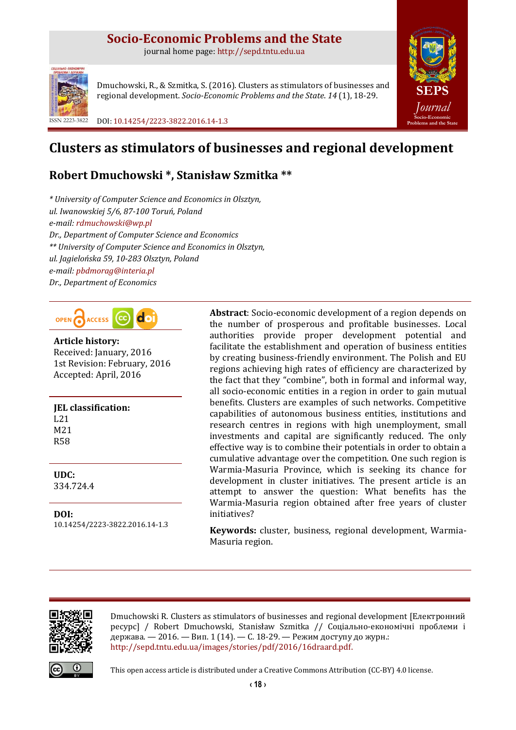# Socio-Economic Problems and the State

journal home page: http://sepd.tntu.edu.ua

ISSN 2223-3822

Dmuchowski, R., & Szmitka, S. (2016). Clusters as stimulators of businesses and regional development. *Socio-Economic Problems and the State*. *14* (1), 18-29.

DOI: 10.14254/2223-3822.2016.14-1.3

# Clusters as stimulators of businesses and regional development

## Robert Dmuchowski *, Stanisław Szmitka **

*\* University of Computer Science and Economics in Olsztyn,*
*ul. Iwanowskiej 5/6, 87-100 Toruń, Poland*
*e-mail: rdmuchowski@wp.pl*
*Dr., Department of Computer Science and Economics*
*\*\* University of Computer Science and Economics in Olsztyn,*
*ul. Jagielońska 59, 10-283 Olsztyn, Poland*
*e-mail: pbdmorag@interia.pl*
*Dr., Department of Economics*

**Article history:**
Received: January, 2016
1st Revision: February, 2016
Accepted: April, 2016

**JEL classification:**
L21
M21
R58

**UDC:**
334.724.4

**DOI:**
10.14254/2223-3822.2016.14-1.3

**Abstract**: Socio-economic development of a region depends on the number of prosperous and profitable businesses. Local authorities provide proper development potential and facilitate the establishment and operation of business entities by creating business-friendly environment. The Polish and EU regions achieving high rates of efficiency are characterized by the fact that they "combine", both in formal and informal way, all socio-economic entities in a region in order to gain mutual benefits. Clusters are examples of such networks. Competitive capabilities of autonomous business entities, institutions and research centres in regions with high unemployment, small investments and capital are significantly reduced. The only effective way is to combine their potentials in order to obtain a cumulative advantage over the competition. One such region is Warmia-Masuria Province, which is seeking its chance for development in cluster initiatives. The present article is an attempt to answer the question: What benefits has the Warmia-Masuria region obtained after free years of cluster initiatives?

**Keywords:** cluster, business, regional development, Warmia-Masuria region.

Dmuchowski R. Clusters as stimulators of businesses and regional development [Електронний ресурс] / Robert Dmuchowski, Stanisław Szmitka // Соціально-економічні проблеми і держава. — 2016. — Вип. 1 (14). — С. 18-29. — Режим доступу до журн.: http://sepd.tntu.edu.ua/images/stories/pdf/2016/16draard.pdf.

This open access article is distributed under a Creative Commons Attribution (CC-BY) 4.0 license.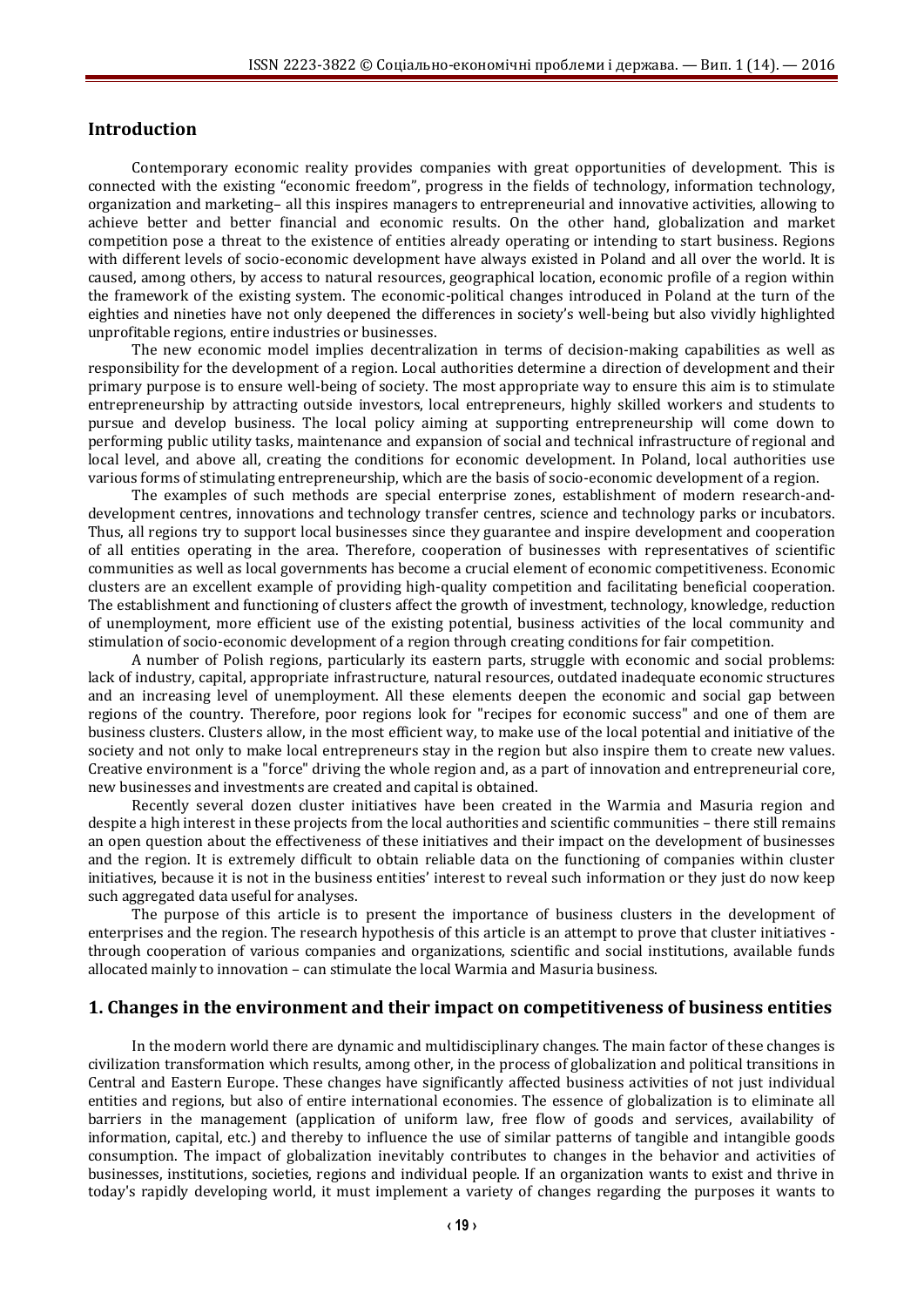## Introduction

Contemporary economic reality provides companies with great opportunities of development. This is connected with the existing "economic freedom", progress in the fields of technology, information technology, organization and marketing– all this inspires managers to entrepreneurial and innovative activities, allowing to achieve better and better financial and economic results. On the other hand, globalization and market competition pose a threat to the existence of entities already operating or intending to start business. Regions with different levels of socio-economic development have always existed in Poland and all over the world. It is caused, among others, by access to natural resources, geographical location, economic profile of a region within the framework of the existing system. The economic-political changes introduced in Poland at the turn of the eighties and nineties have not only deepened the differences in society's well-being but also vividly highlighted unprofitable regions, entire industries or businesses.

The new economic model implies decentralization in terms of decision-making capabilities as well as responsibility for the development of a region. Local authorities determine a direction of development and their primary purpose is to ensure well-being of society. The most appropriate way to ensure this aim is to stimulate entrepreneurship by attracting outside investors, local entrepreneurs, highly skilled workers and students to pursue and develop business. The local policy aiming at supporting entrepreneurship will come down to performing public utility tasks, maintenance and expansion of social and technical infrastructure of regional and local level, and above all, creating the conditions for economic development. In Poland, local authorities use various forms of stimulating entrepreneurship, which are the basis of socio-economic development of a region.

The examples of such methods are special enterprise zones, establishment of modern research-and-development centres, innovations and technology transfer centres, science and technology parks or incubators. Thus, all regions try to support local businesses since they guarantee and inspire development and cooperation of all entities operating in the area. Therefore, cooperation of businesses with representatives of scientific communities as well as local governments has become a crucial element of economic competitiveness. Economic clusters are an excellent example of providing high-quality competition and facilitating beneficial cooperation. The establishment and functioning of clusters affect the growth of investment, technology, knowledge, reduction of unemployment, more efficient use of the existing potential, business activities of the local community and stimulation of socio-economic development of a region through creating conditions for fair competition.

A number of Polish regions, particularly its eastern parts, struggle with economic and social problems: lack of industry, capital, appropriate infrastructure, natural resources, outdated inadequate economic structures and an increasing level of unemployment. All these elements deepen the economic and social gap between regions of the country. Therefore, poor regions look for "recipes for economic success" and one of them are business clusters. Clusters allow, in the most efficient way, to make use of the local potential and initiative of the society and not only to make local entrepreneurs stay in the region but also inspire them to create new values. Creative environment is a "force" driving the whole region and, as a part of innovation and entrepreneurial core, new businesses and investments are created and capital is obtained.

Recently several dozen cluster initiatives have been created in the Warmia and Masuria region and despite a high interest in these projects from the local authorities and scientific communities – there still remains an open question about the effectiveness of these initiatives and their impact on the development of businesses and the region. It is extremely difficult to obtain reliable data on the functioning of companies within cluster initiatives, because it is not in the business entities' interest to reveal such information or they just do now keep such aggregated data useful for analyses.

The purpose of this article is to present the importance of business clusters in the development of enterprises and the region. The research hypothesis of this article is an attempt to prove that cluster initiatives - through cooperation of various companies and organizations, scientific and social institutions, available funds allocated mainly to innovation – can stimulate the local Warmia and Masuria business.

## 1. Changes in the environment and their impact on competitiveness of business entities

In the modern world there are dynamic and multidisciplinary changes. The main factor of these changes is civilization transformation which results, among other, in the process of globalization and political transitions in Central and Eastern Europe. These changes have significantly affected business activities of not just individual entities and regions, but also of entire international economies. The essence of globalization is to eliminate all barriers in the management (application of uniform law, free flow of goods and services, availability of information, capital, etc.) and thereby to influence the use of similar patterns of tangible and intangible goods consumption. The impact of globalization inevitably contributes to changes in the behavior and activities of businesses, institutions, societies, regions and individual people. If an organization wants to exist and thrive in today's rapidly developing world, it must implement a variety of changes regarding the purposes it wants to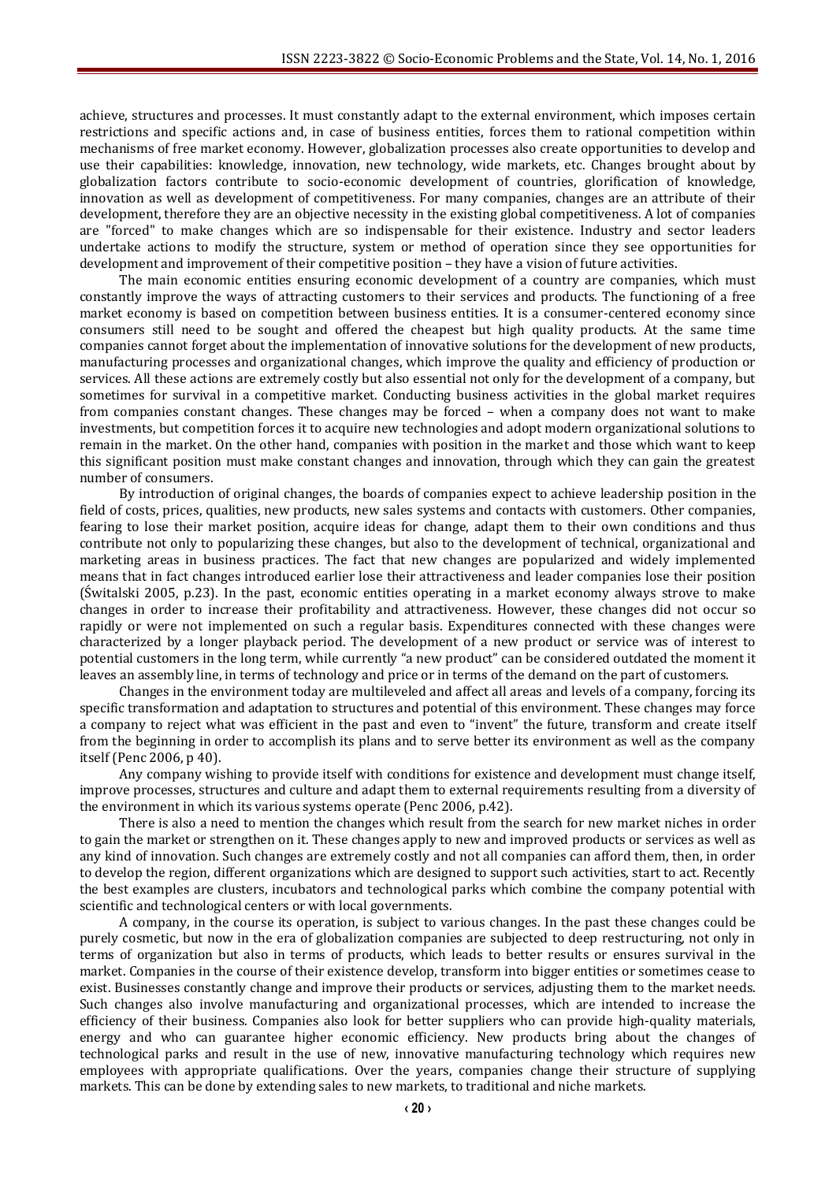achieve, structures and processes. It must constantly adapt to the external environment, which imposes certain restrictions and specific actions and, in case of business entities, forces them to rational competition within mechanisms of free market economy. However, globalization processes also create opportunities to develop and use their capabilities: knowledge, innovation, new technology, wide markets, etc. Changes brought about by globalization factors contribute to socio-economic development of countries, glorification of knowledge, innovation as well as development of competitiveness. For many companies, changes are an attribute of their development, therefore they are an objective necessity in the existing global competitiveness. A lot of companies are "forced" to make changes which are so indispensable for their existence. Industry and sector leaders undertake actions to modify the structure, system or method of operation since they see opportunities for development and improvement of their competitive position – they have a vision of future activities.

The main economic entities ensuring economic development of a country are companies, which must constantly improve the ways of attracting customers to their services and products. The functioning of a free market economy is based on competition between business entities. It is a consumer-centered economy since consumers still need to be sought and offered the cheapest but high quality products. At the same time companies cannot forget about the implementation of innovative solutions for the development of new products, manufacturing processes and organizational changes, which improve the quality and efficiency of production or services. All these actions are extremely costly but also essential not only for the development of a company, but sometimes for survival in a competitive market. Conducting business activities in the global market requires from companies constant changes. These changes may be forced – when a company does not want to make investments, but competition forces it to acquire new technologies and adopt modern organizational solutions to remain in the market. On the other hand, companies with position in the market and those which want to keep this significant position must make constant changes and innovation, through which they can gain the greatest number of consumers.

By introduction of original changes, the boards of companies expect to achieve leadership position in the field of costs, prices, qualities, new products, new sales systems and contacts with customers. Other companies, fearing to lose their market position, acquire ideas for change, adapt them to their own conditions and thus contribute not only to popularizing these changes, but also to the development of technical, organizational and marketing areas in business practices. The fact that new changes are popularized and widely implemented means that in fact changes introduced earlier lose their attractiveness and leader companies lose their position (Świtalski 2005, p.23). In the past, economic entities operating in a market economy always strove to make changes in order to increase their profitability and attractiveness. However, these changes did not occur so rapidly or were not implemented on such a regular basis. Expenditures connected with these changes were characterized by a longer playback period. The development of a new product or service was of interest to potential customers in the long term, while currently "a new product" can be considered outdated the moment it leaves an assembly line, in terms of technology and price or in terms of the demand on the part of customers.

Changes in the environment today are multileveled and affect all areas and levels of a company, forcing its specific transformation and adaptation to structures and potential of this environment. These changes may force a company to reject what was efficient in the past and even to "invent" the future, transform and create itself from the beginning in order to accomplish its plans and to serve better its environment as well as the company itself (Penc 2006, p 40).

Any company wishing to provide itself with conditions for existence and development must change itself, improve processes, structures and culture and adapt them to external requirements resulting from a diversity of the environment in which its various systems operate (Penc 2006, p.42).

There is also a need to mention the changes which result from the search for new market niches in order to gain the market or strengthen on it. These changes apply to new and improved products or services as well as any kind of innovation. Such changes are extremely costly and not all companies can afford them, then, in order to develop the region, different organizations which are designed to support such activities, start to act. Recently the best examples are clusters, incubators and technological parks which combine the company potential with scientific and technological centers or with local governments.

A company, in the course its operation, is subject to various changes. In the past these changes could be purely cosmetic, but now in the era of globalization companies are subjected to deep restructuring, not only in terms of organization but also in terms of products, which leads to better results or ensures survival in the market. Companies in the course of their existence develop, transform into bigger entities or sometimes cease to exist. Businesses constantly change and improve their products or services, adjusting them to the market needs. Such changes also involve manufacturing and organizational processes, which are intended to increase the efficiency of their business. Companies also look for better suppliers who can provide high-quality materials, energy and who can guarantee higher economic efficiency. New products bring about the changes of technological parks and result in the use of new, innovative manufacturing technology which requires new employees with appropriate qualifications. Over the years, companies change their structure of supplying markets. This can be done by extending sales to new markets, to traditional and niche markets.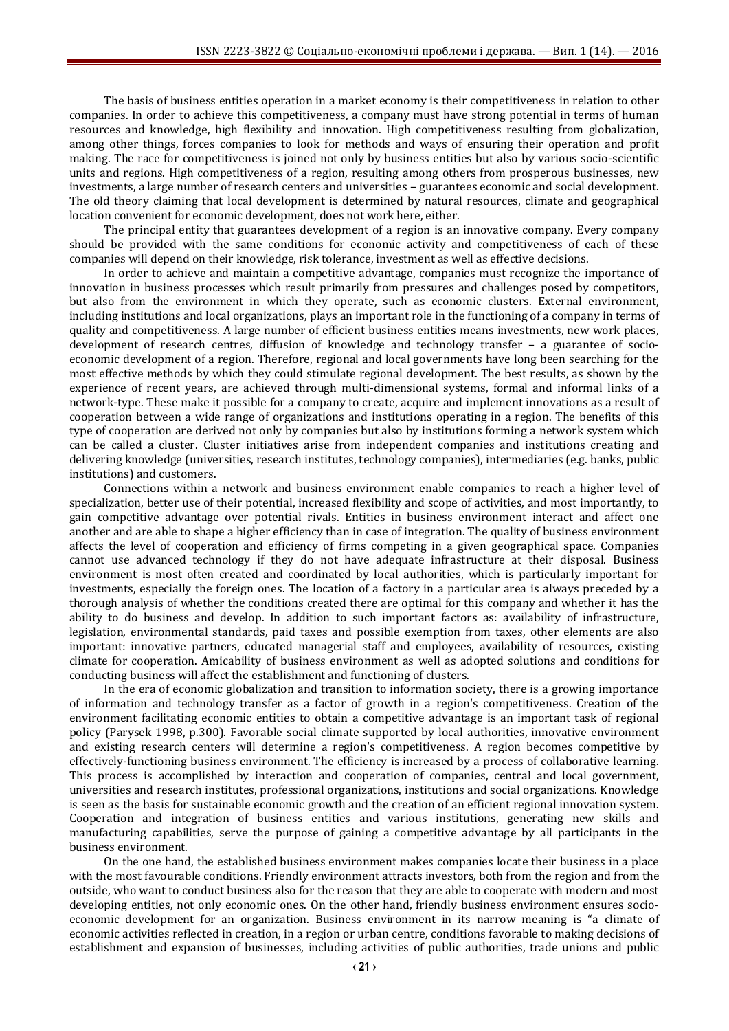The basis of business entities operation in a market economy is their competitiveness in relation to other companies. In order to achieve this competitiveness, a company must have strong potential in terms of human resources and knowledge, high flexibility and innovation. High competitiveness resulting from globalization, among other things, forces companies to look for methods and ways of ensuring their operation and profit making. The race for competitiveness is joined not only by business entities but also by various socio-scientific units and regions. High competitiveness of a region, resulting among others from prosperous businesses, new investments, a large number of research centers and universities – guarantees economic and social development. The old theory claiming that local development is determined by natural resources, climate and geographical location convenient for economic development, does not work here, either.

The principal entity that guarantees development of a region is an innovative company. Every company should be provided with the same conditions for economic activity and competitiveness of each of these companies will depend on their knowledge, risk tolerance, investment as well as effective decisions.

In order to achieve and maintain a competitive advantage, companies must recognize the importance of innovation in business processes which result primarily from pressures and challenges posed by competitors, but also from the environment in which they operate, such as economic clusters. External environment, including institutions and local organizations, plays an important role in the functioning of a company in terms of quality and competitiveness. A large number of efficient business entities means investments, new work places, development of research centres, diffusion of knowledge and technology transfer – a guarantee of socio-economic development of a region. Therefore, regional and local governments have long been searching for the most effective methods by which they could stimulate regional development. The best results, as shown by the experience of recent years, are achieved through multi-dimensional systems, formal and informal links of a network-type. These make it possible for a company to create, acquire and implement innovations as a result of cooperation between a wide range of organizations and institutions operating in a region. The benefits of this type of cooperation are derived not only by companies but also by institutions forming a network system which can be called a cluster. Cluster initiatives arise from independent companies and institutions creating and delivering knowledge (universities, research institutes, technology companies), intermediaries (e.g. banks, public institutions) and customers.

Connections within a network and business environment enable companies to reach a higher level of specialization, better use of their potential, increased flexibility and scope of activities, and most importantly, to gain competitive advantage over potential rivals. Entities in business environment interact and affect one another and are able to shape a higher efficiency than in case of integration. The quality of business environment affects the level of cooperation and efficiency of firms competing in a given geographical space. Companies cannot use advanced technology if they do not have adequate infrastructure at their disposal. Business environment is most often created and coordinated by local authorities, which is particularly important for investments, especially the foreign ones. The location of a factory in a particular area is always preceded by a thorough analysis of whether the conditions created there are optimal for this company and whether it has the ability to do business and develop. In addition to such important factors as: availability of infrastructure, legislation, environmental standards, paid taxes and possible exemption from taxes, other elements are also important: innovative partners, educated managerial staff and employees, availability of resources, existing climate for cooperation. Amicability of business environment as well as adopted solutions and conditions for conducting business will affect the establishment and functioning of clusters.

In the era of economic globalization and transition to information society, there is a growing importance of information and technology transfer as a factor of growth in a region's competitiveness. Creation of the environment facilitating economic entities to obtain a competitive advantage is an important task of regional policy (Parysek 1998, p.300). Favorable social climate supported by local authorities, innovative environment and existing research centers will determine a region's competitiveness. A region becomes competitive by effectively-functioning business environment. The efficiency is increased by a process of collaborative learning. This process is accomplished by interaction and cooperation of companies, central and local government, universities and research institutes, professional organizations, institutions and social organizations. Knowledge is seen as the basis for sustainable economic growth and the creation of an efficient regional innovation system. Cooperation and integration of business entities and various institutions, generating new skills and manufacturing capabilities, serve the purpose of gaining a competitive advantage by all participants in the business environment.

On the one hand, the established business environment makes companies locate their business in a place with the most favourable conditions. Friendly environment attracts investors, both from the region and from the outside, who want to conduct business also for the reason that they are able to cooperate with modern and most developing entities, not only economic ones. On the other hand, friendly business environment ensures socio-economic development for an organization. Business environment in its narrow meaning is "a climate of economic activities reflected in creation, in a region or urban centre, conditions favorable to making decisions of establishment and expansion of businesses, including activities of public authorities, trade unions and public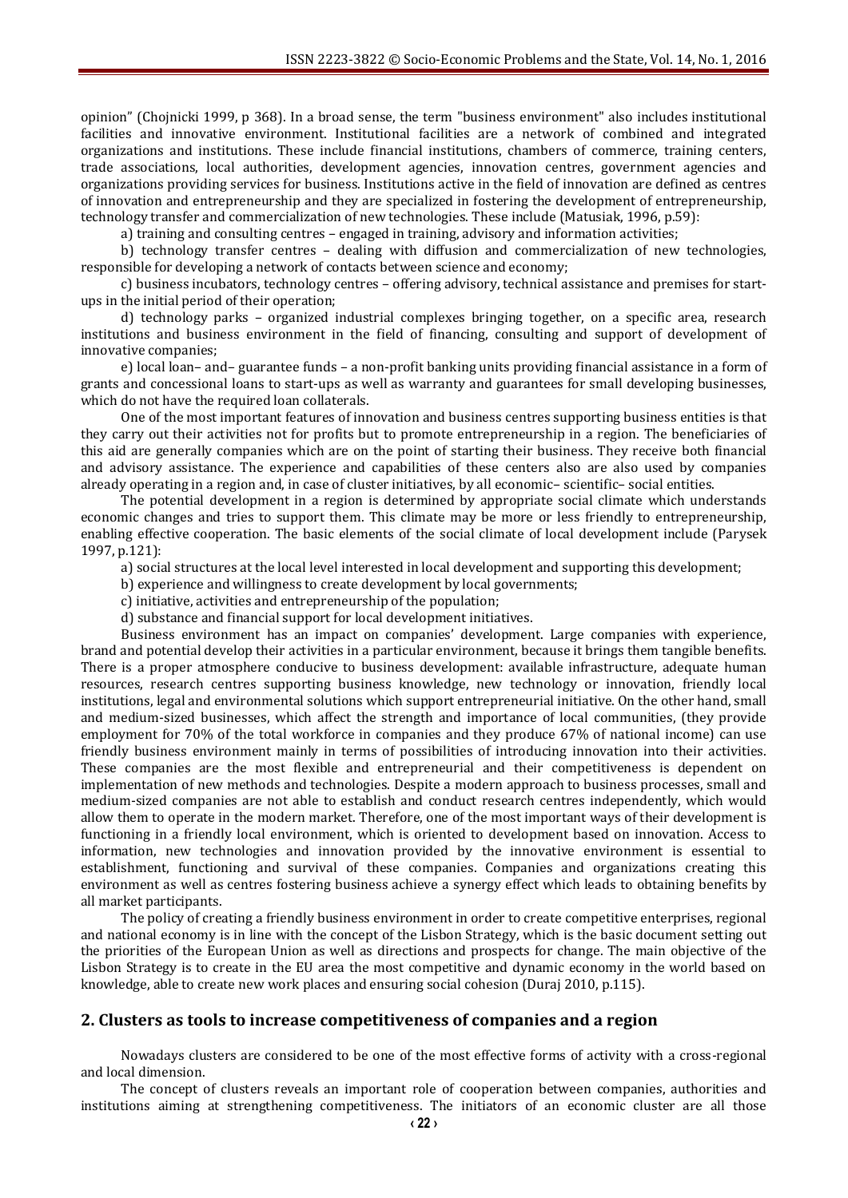opinion" (Chojnicki 1999, p 368). In a broad sense, the term "business environment" also includes institutional facilities and innovative environment. Institutional facilities are a network of combined and integrated organizations and institutions. These include financial institutions, chambers of commerce, training centers, trade associations, local authorities, development agencies, innovation centres, government agencies and organizations providing services for business. Institutions active in the field of innovation are defined as centres of innovation and entrepreneurship and they are specialized in fostering the development of entrepreneurship, technology transfer and commercialization of new technologies. These include (Matusiak, 1996, p.59):

a) training and consulting centres – engaged in training, advisory and information activities;

b) technology transfer centres – dealing with diffusion and commercialization of new technologies, responsible for developing a network of contacts between science and economy;

c) business incubators, technology centres – offering advisory, technical assistance and premises for start-ups in the initial period of their operation;

d) technology parks – organized industrial complexes bringing together, on a specific area, research institutions and business environment in the field of financing, consulting and support of development of innovative companies;

e) local loan– and– guarantee funds – a non-profit banking units providing financial assistance in a form of grants and concessional loans to start-ups as well as warranty and guarantees for small developing businesses, which do not have the required loan collaterals.

One of the most important features of innovation and business centres supporting business entities is that they carry out their activities not for profits but to promote entrepreneurship in a region. The beneficiaries of this aid are generally companies which are on the point of starting their business. They receive both financial and advisory assistance. The experience and capabilities of these centers also are also used by companies already operating in a region and, in case of cluster initiatives, by all economic– scientific– social entities.

The potential development in a region is determined by appropriate social climate which understands economic changes and tries to support them. This climate may be more or less friendly to entrepreneurship, enabling effective cooperation. The basic elements of the social climate of local development include (Parysek 1997, p.121):

a) social structures at the local level interested in local development and supporting this development;

b) experience and willingness to create development by local governments;

c) initiative, activities and entrepreneurship of the population;

d) substance and financial support for local development initiatives.

Business environment has an impact on companies' development. Large companies with experience, brand and potential develop their activities in a particular environment, because it brings them tangible benefits. There is a proper atmosphere conducive to business development: available infrastructure, adequate human resources, research centres supporting business knowledge, new technology or innovation, friendly local institutions, legal and environmental solutions which support entrepreneurial initiative. On the other hand, small and medium-sized businesses, which affect the strength and importance of local communities, (they provide employment for 70% of the total workforce in companies and they produce 67% of national income) can use friendly business environment mainly in terms of possibilities of introducing innovation into their activities. These companies are the most flexible and entrepreneurial and their competitiveness is dependent on implementation of new methods and technologies. Despite a modern approach to business processes, small and medium-sized companies are not able to establish and conduct research centres independently, which would allow them to operate in the modern market. Therefore, one of the most important ways of their development is functioning in a friendly local environment, which is oriented to development based on innovation. Access to information, new technologies and innovation provided by the innovative environment is essential to establishment, functioning and survival of these companies. Companies and organizations creating this environment as well as centres fostering business achieve a synergy effect which leads to obtaining benefits by all market participants.

The policy of creating a friendly business environment in order to create competitive enterprises, regional and national economy is in line with the concept of the Lisbon Strategy, which is the basic document setting out the priorities of the European Union as well as directions and prospects for change. The main objective of the Lisbon Strategy is to create in the EU area the most competitive and dynamic economy in the world based on knowledge, able to create new work places and ensuring social cohesion (Duraj 2010, p.115).

## 2. Clusters as tools to increase competitiveness of companies and a region

Nowadays clusters are considered to be one of the most effective forms of activity with a cross-regional and local dimension.

The concept of clusters reveals an important role of cooperation between companies, authorities and institutions aiming at strengthening competitiveness. The initiators of an economic cluster are all those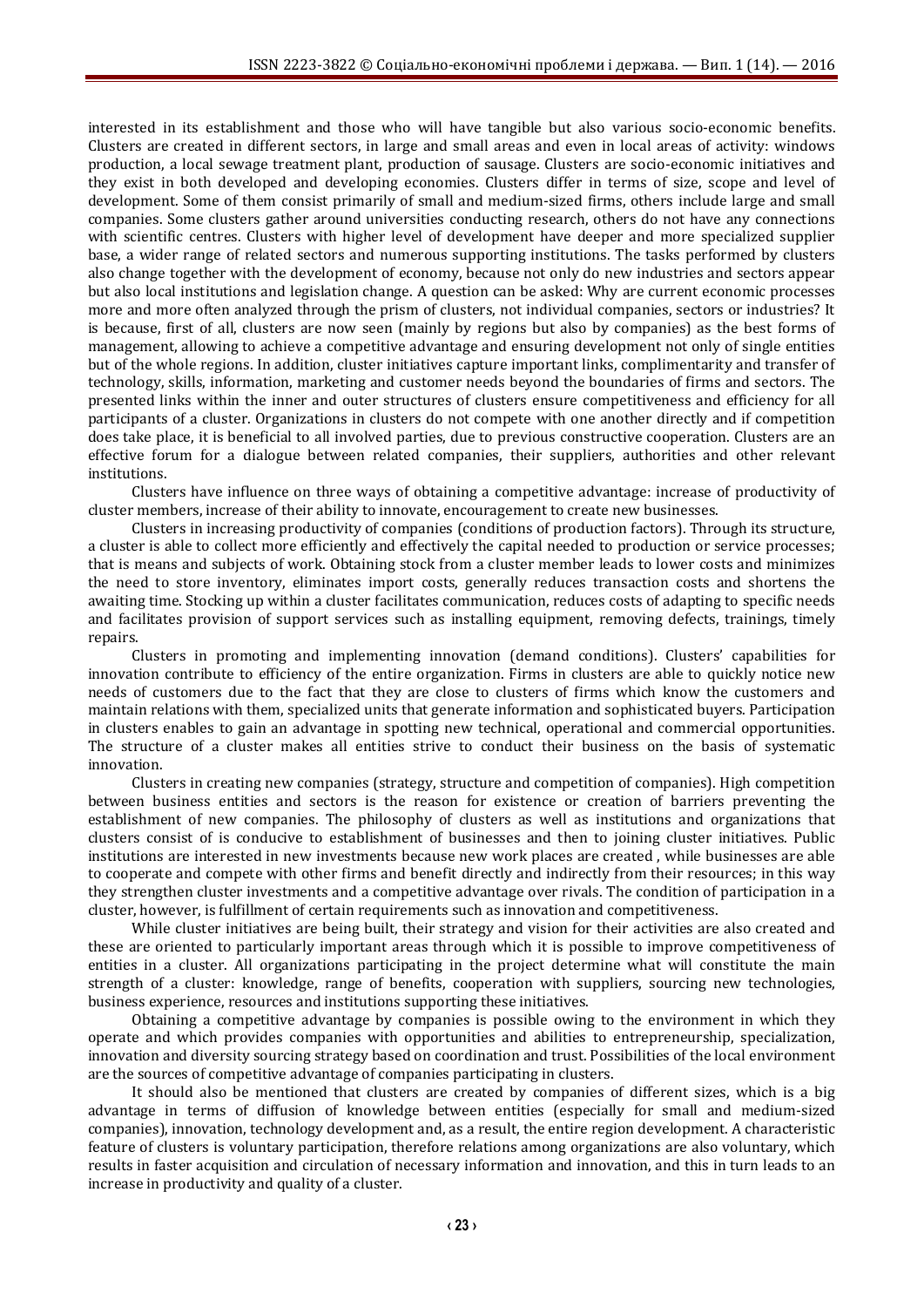interested in its establishment and those who will have tangible but also various socio-economic benefits. Clusters are created in different sectors, in large and small areas and even in local areas of activity: windows production, a local sewage treatment plant, production of sausage. Clusters are socio-economic initiatives and they exist in both developed and developing economies. Clusters differ in terms of size, scope and level of development. Some of them consist primarily of small and medium-sized firms, others include large and small companies. Some clusters gather around universities conducting research, others do not have any connections with scientific centres. Clusters with higher level of development have deeper and more specialized supplier base, a wider range of related sectors and numerous supporting institutions. The tasks performed by clusters also change together with the development of economy, because not only do new industries and sectors appear but also local institutions and legislation change. A question can be asked: Why are current economic processes more and more often analyzed through the prism of clusters, not individual companies, sectors or industries? It is because, first of all, clusters are now seen (mainly by regions but also by companies) as the best forms of management, allowing to achieve a competitive advantage and ensuring development not only of single entities but of the whole regions. In addition, cluster initiatives capture important links, complimentarity and transfer of technology, skills, information, marketing and customer needs beyond the boundaries of firms and sectors. The presented links within the inner and outer structures of clusters ensure competitiveness and efficiency for all participants of a cluster. Organizations in clusters do not compete with one another directly and if competition does take place, it is beneficial to all involved parties, due to previous constructive cooperation. Clusters are an effective forum for a dialogue between related companies, their suppliers, authorities and other relevant institutions.

Clusters have influence on three ways of obtaining a competitive advantage: increase of productivity of cluster members, increase of their ability to innovate, encouragement to create new businesses.

Clusters in increasing productivity of companies (conditions of production factors). Through its structure, a cluster is able to collect more efficiently and effectively the capital needed to production or service processes; that is means and subjects of work. Obtaining stock from a cluster member leads to lower costs and minimizes the need to store inventory, eliminates import costs, generally reduces transaction costs and shortens the awaiting time. Stocking up within a cluster facilitates communication, reduces costs of adapting to specific needs and facilitates provision of support services such as installing equipment, removing defects, trainings, timely repairs.

Clusters in promoting and implementing innovation (demand conditions). Clusters' capabilities for innovation contribute to efficiency of the entire organization. Firms in clusters are able to quickly notice new needs of customers due to the fact that they are close to clusters of firms which know the customers and maintain relations with them, specialized units that generate information and sophisticated buyers. Participation in clusters enables to gain an advantage in spotting new technical, operational and commercial opportunities. The structure of a cluster makes all entities strive to conduct their business on the basis of systematic innovation.

Clusters in creating new companies (strategy, structure and competition of companies). High competition between business entities and sectors is the reason for existence or creation of barriers preventing the establishment of new companies. The philosophy of clusters as well as institutions and organizations that clusters consist of is conducive to establishment of businesses and then to joining cluster initiatives. Public institutions are interested in new investments because new work places are created , while businesses are able to cooperate and compete with other firms and benefit directly and indirectly from their resources; in this way they strengthen cluster investments and a competitive advantage over rivals. The condition of participation in a cluster, however, is fulfillment of certain requirements such as innovation and competitiveness.

While cluster initiatives are being built, their strategy and vision for their activities are also created and these are oriented to particularly important areas through which it is possible to improve competitiveness of entities in a cluster. All organizations participating in the project determine what will constitute the main strength of a cluster: knowledge, range of benefits, cooperation with suppliers, sourcing new technologies, business experience, resources and institutions supporting these initiatives.

Obtaining a competitive advantage by companies is possible owing to the environment in which they operate and which provides companies with opportunities and abilities to entrepreneurship, specialization, innovation and diversity sourcing strategy based on coordination and trust. Possibilities of the local environment are the sources of competitive advantage of companies participating in clusters.

It should also be mentioned that clusters are created by companies of different sizes, which is a big advantage in terms of diffusion of knowledge between entities (especially for small and medium-sized companies), innovation, technology development and, as a result, the entire region development. A characteristic feature of clusters is voluntary participation, therefore relations among organizations are also voluntary, which results in faster acquisition and circulation of necessary information and innovation, and this in turn leads to an increase in productivity and quality of a cluster.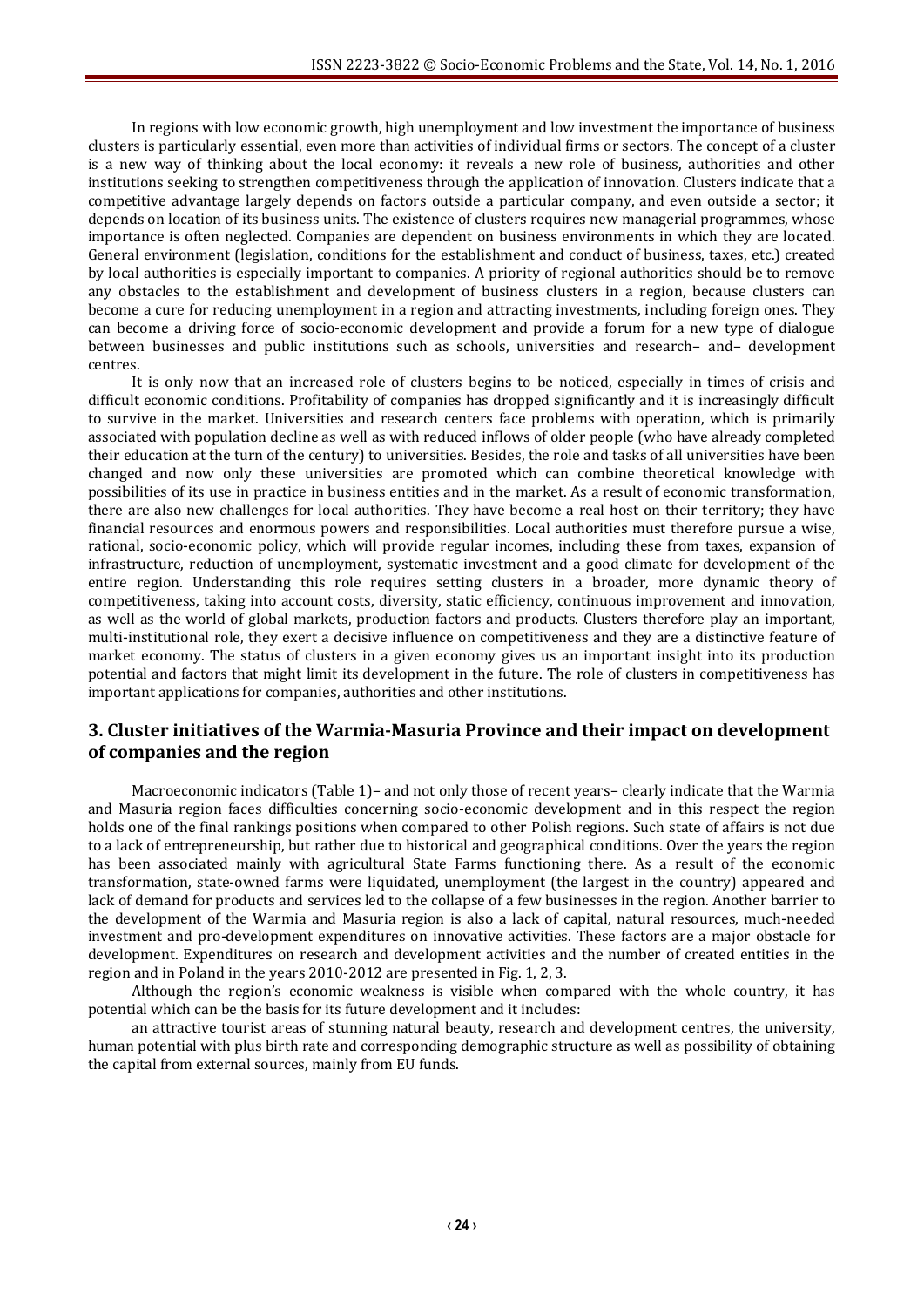In regions with low economic growth, high unemployment and low investment the importance of business clusters is particularly essential, even more than activities of individual firms or sectors. The concept of a cluster is a new way of thinking about the local economy: it reveals a new role of business, authorities and other institutions seeking to strengthen competitiveness through the application of innovation. Clusters indicate that a competitive advantage largely depends on factors outside a particular company, and even outside a sector; it depends on location of its business units. The existence of clusters requires new managerial programmes, whose importance is often neglected. Companies are dependent on business environments in which they are located. General environment (legislation, conditions for the establishment and conduct of business, taxes, etc.) created by local authorities is especially important to companies. A priority of regional authorities should be to remove any obstacles to the establishment and development of business clusters in a region, because clusters can become a cure for reducing unemployment in a region and attracting investments, including foreign ones. They can become a driving force of socio-economic development and provide a forum for a new type of dialogue between businesses and public institutions such as schools, universities and research– and– development centres.

It is only now that an increased role of clusters begins to be noticed, especially in times of crisis and difficult economic conditions. Profitability of companies has dropped significantly and it is increasingly difficult to survive in the market. Universities and research centers face problems with operation, which is primarily associated with population decline as well as with reduced inflows of older people (who have already completed their education at the turn of the century) to universities. Besides, the role and tasks of all universities have been changed and now only these universities are promoted which can combine theoretical knowledge with possibilities of its use in practice in business entities and in the market. As a result of economic transformation, there are also new challenges for local authorities. They have become a real host on their territory; they have financial resources and enormous powers and responsibilities. Local authorities must therefore pursue a wise, rational, socio-economic policy, which will provide regular incomes, including these from taxes, expansion of infrastructure, reduction of unemployment, systematic investment and a good climate for development of the entire region. Understanding this role requires setting clusters in a broader, more dynamic theory of competitiveness, taking into account costs, diversity, static efficiency, continuous improvement and innovation, as well as the world of global markets, production factors and products. Clusters therefore play an important, multi-institutional role, they exert a decisive influence on competitiveness and they are a distinctive feature of market economy. The status of clusters in a given economy gives us an important insight into its production potential and factors that might limit its development in the future. The role of clusters in competitiveness has important applications for companies, authorities and other institutions.

## 3. Cluster initiatives of the Warmia-Masuria Province and their impact on development of companies and the region

Macroeconomic indicators (Table 1)– and not only those of recent years– clearly indicate that the Warmia and Masuria region faces difficulties concerning socio-economic development and in this respect the region holds one of the final rankings positions when compared to other Polish regions. Such state of affairs is not due to a lack of entrepreneurship, but rather due to historical and geographical conditions. Over the years the region has been associated mainly with agricultural State Farms functioning there. As a result of the economic transformation, state-owned farms were liquidated, unemployment (the largest in the country) appeared and lack of demand for products and services led to the collapse of a few businesses in the region. Another barrier to the development of the Warmia and Masuria region is also a lack of capital, natural resources, much-needed investment and pro-development expenditures on innovative activities. These factors are a major obstacle for development. Expenditures on research and development activities and the number of created entities in the region and in Poland in the years 2010-2012 are presented in Fig. 1, 2, 3.

Although the region's economic weakness is visible when compared with the whole country, it has potential which can be the basis for its future development and it includes:

an attractive tourist areas of stunning natural beauty, research and development centres, the university, human potential with plus birth rate and corresponding demographic structure as well as possibility of obtaining the capital from external sources, mainly from EU funds.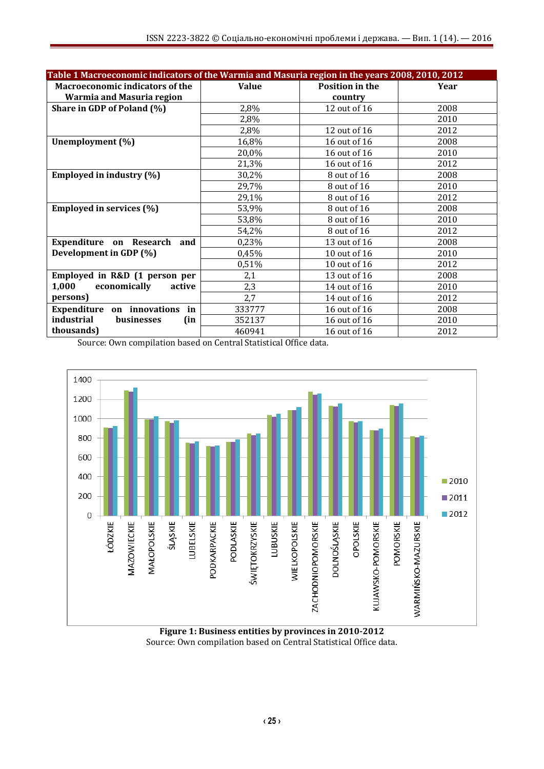**Table 1 Macroeconomic indicators of the Warmia and Masuria region in the years 2008, 2010, 2012**

| Macroeconomic indicators of the Warmia and Masuria region | Value | Position in the country | Year |
|---|---|---|---|
| **Share in GDP of Poland (%)** | 2,8% | 12 out of 16 | 2008 |
| | 2,8% | | 2010 |
| | 2,8% | 12 out of 16 | 2012 |
| **Unemployment (%)** | 16,8% | 16 out of 16 | 2008 |
| | 20,0% | 16 out of 16 | 2010 |
| | 21,3% | 16 out of 16 | 2012 |
| **Employed in industry (%)** | 30,2% | 8 out of 16 | 2008 |
| | 29,7% | 8 out of 16 | 2010 |
| | 29,1% | 8 out of 16 | 2012 |
| **Employed in services (%)** | 53,9% | 8 out of 16 | 2008 |
| | 53,8% | 8 out of 16 | 2010 |
| | 54,2% | 8 out of 16 | 2012 |
| **Expenditure on Research and Development in GDP (%)** | 0,23% | 13 out of 16 | 2008 |
| | 0,45% | 10 out of 16 | 2010 |
| | 0,51% | 10 out of 16 | 2012 |
| **Employed in R&D (1 person per 1,000 economically active persons)** | 2,1 | 13 out of 16 | 2008 |
| | 2,3 | 14 out of 16 | 2010 |
| | 2,7 | 14 out of 16 | 2012 |
| **Expenditure on innovations in industrial businesses (in thousands)** | 333777 | 16 out of 16 | 2008 |
| | 352137 | 16 out of 16 | 2010 |
| | 460941 | 16 out of 16 | 2012 |

Source: Own compilation based on Central Statistical Office data.

**Figure 1: Business entities by provinces in 2010-2012**

Source: Own compilation based on Central Statistical Office data.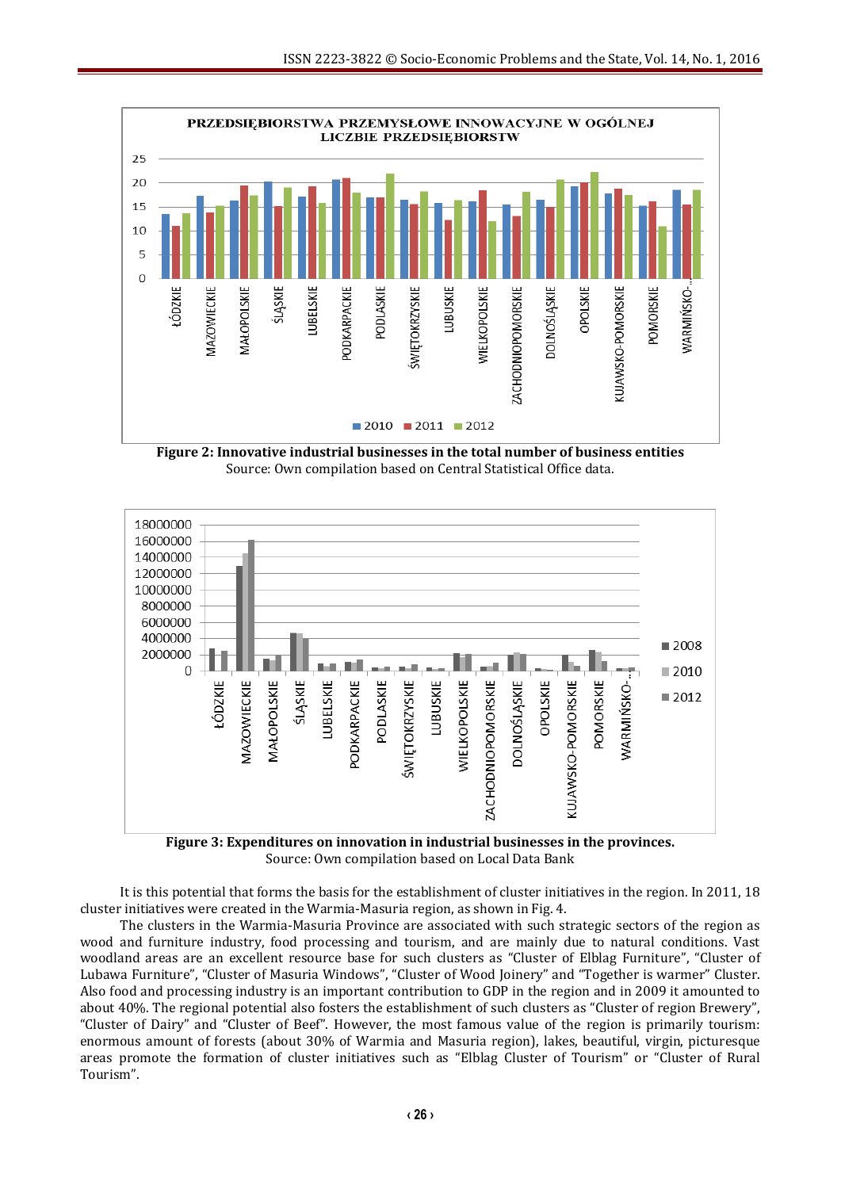**Figure 2: Innovative industrial businesses in the total number of business entities**
Source: Own compilation based on Central Statistical Office data.

**Figure 3: Expenditures on innovation in industrial businesses in the provinces.**
Source: Own compilation based on Local Data Bank

It is this potential that forms the basis for the establishment of cluster initiatives in the region. In 2011, 18 cluster initiatives were created in the Warmia-Masuria region, as shown in Fig. 4.

The clusters in the Warmia-Masuria Province are associated with such strategic sectors of the region as wood and furniture industry, food processing and tourism, and are mainly due to natural conditions. Vast woodland areas are an excellent resource base for such clusters as "Cluster of Elblag Furniture", "Cluster of Lubawa Furniture", "Cluster of Masuria Windows", "Cluster of Wood Joinery" and "Together is warmer" Cluster. Also food and processing industry is an important contribution to GDP in the region and in 2009 it amounted to about 40%. The regional potential also fosters the establishment of such clusters as "Cluster of region Brewery", "Cluster of Dairy" and "Cluster of Beef". However, the most famous value of the region is primarily tourism: enormous amount of forests (about 30% of Warmia and Masuria region), lakes, beautiful, virgin, picturesque areas promote the formation of cluster initiatives such as "Elblag Cluster of Tourism" or "Cluster of Rural Tourism".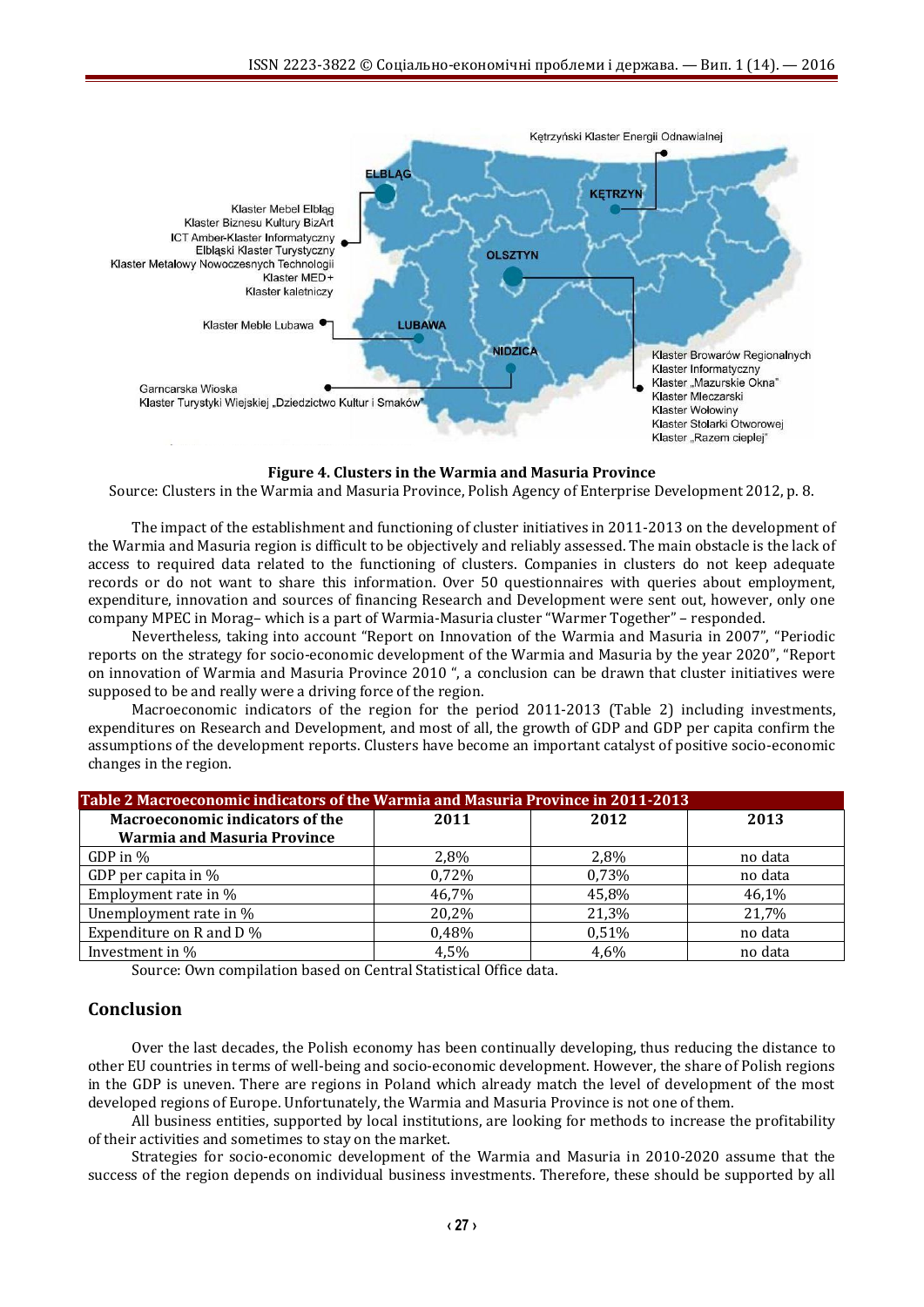**Figure 4. Clusters in the Warmia and Masuria Province**

Source: Clusters in the Warmia and Masuria Province, Polish Agency of Enterprise Development 2012, p. 8.

The impact of the establishment and functioning of cluster initiatives in 2011-2013 on the development of the Warmia and Masuria region is difficult to be objectively and reliably assessed. The main obstacle is the lack of access to required data related to the functioning of clusters. Companies in clusters do not keep adequate records or do not want to share this information. Over 50 questionnaires with queries about employment, expenditure, innovation and sources of financing Research and Development were sent out, however, only one company MPEC in Morag– which is a part of Warmia-Masuria cluster "Warmer Together" – responded.

Nevertheless, taking into account "Report on Innovation of the Warmia and Masuria in 2007", "Periodic reports on the strategy for socio-economic development of the Warmia and Masuria by the year 2020", "Report on innovation of Warmia and Masuria Province 2010 ", a conclusion can be drawn that cluster initiatives were supposed to be and really were a driving force of the region.

Macroeconomic indicators of the region for the period 2011-2013 (Table 2) including investments, expenditures on Research and Development, and most of all, the growth of GDP and GDP per capita confirm the assumptions of the development reports. Clusters have become an important catalyst of positive socio-economic changes in the region.

**Table 2 Macroeconomic indicators of the Warmia and Masuria Province in 2011-2013**

| Macroeconomic indicators of the Warmia and Masuria Province | 2011 | 2012 | 2013 |
|---|---|---|---|
| GDP in % | 2,8% | 2,8% | no data |
| GDP per capita in % | 0,72% | 0,73% | no data |
| Employment rate in % | 46,7% | 45,8% | 46,1% |
| Unemployment rate in % | 20,2% | 21,3% | 21,7% |
| Expenditure on R and D % | 0,48% | 0,51% | no data |
| Investment in % | 4,5% | 4,6% | no data |

Source: Own compilation based on Central Statistical Office data.

## Conclusion

Over the last decades, the Polish economy has been continually developing, thus reducing the distance to other EU countries in terms of well-being and socio-economic development. However, the share of Polish regions in the GDP is uneven. There are regions in Poland which already match the level of development of the most developed regions of Europe. Unfortunately, the Warmia and Masuria Province is not one of them.

All business entities, supported by local institutions, are looking for methods to increase the profitability of their activities and sometimes to stay on the market.

Strategies for socio-economic development of the Warmia and Masuria in 2010-2020 assume that the success of the region depends on individual business investments. Therefore, these should be supported by all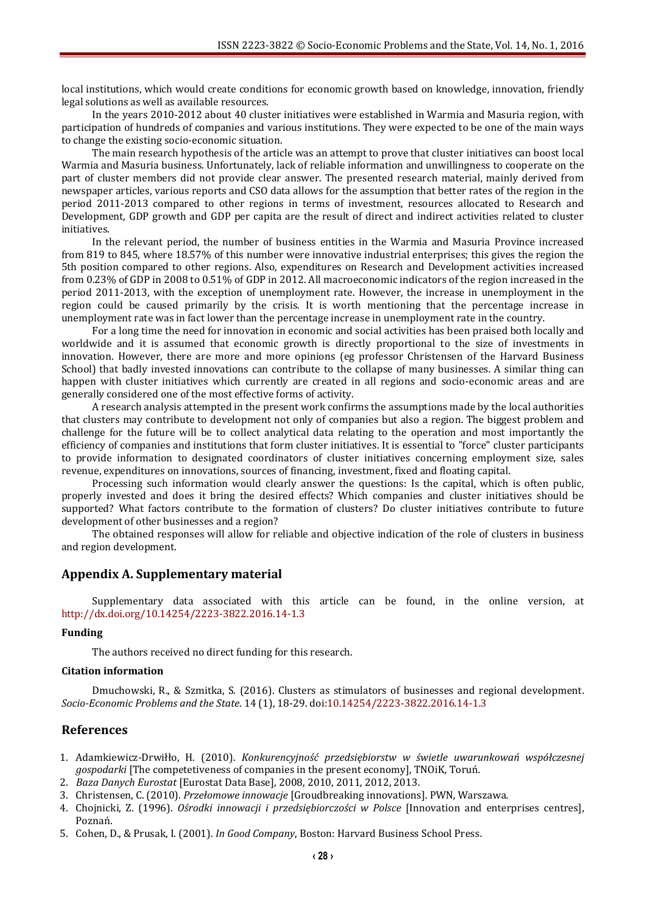local institutions, which would create conditions for economic growth based on knowledge, innovation, friendly legal solutions as well as available resources.

In the years 2010-2012 about 40 cluster initiatives were established in Warmia and Masuria region, with participation of hundreds of companies and various institutions. They were expected to be one of the main ways to change the existing socio-economic situation.

The main research hypothesis of the article was an attempt to prove that cluster initiatives can boost local Warmia and Masuria business. Unfortunately, lack of reliable information and unwillingness to cooperate on the part of cluster members did not provide clear answer. The presented research material, mainly derived from newspaper articles, various reports and CSO data allows for the assumption that better rates of the region in the period 2011-2013 compared to other regions in terms of investment, resources allocated to Research and Development, GDP growth and GDP per capita are the result of direct and indirect activities related to cluster initiatives.

In the relevant period, the number of business entities in the Warmia and Masuria Province increased from 819 to 845, where 18.57% of this number were innovative industrial enterprises; this gives the region the 5th position compared to other regions. Also, expenditures on Research and Development activities increased from 0.23% of GDP in 2008 to 0.51% of GDP in 2012. All macroeconomic indicators of the region increased in the period 2011-2013, with the exception of unemployment rate. However, the increase in unemployment in the region could be caused primarily by the crisis. It is worth mentioning that the percentage increase in unemployment rate was in fact lower than the percentage increase in unemployment rate in the country.

For a long time the need for innovation in economic and social activities has been praised both locally and worldwide and it is assumed that economic growth is directly proportional to the size of investments in innovation. However, there are more and more opinions (eg professor Christensen of the Harvard Business School) that badly invested innovations can contribute to the collapse of many businesses. A similar thing can happen with cluster initiatives which currently are created in all regions and socio-economic areas and are generally considered one of the most effective forms of activity.

A research analysis attempted in the present work confirms the assumptions made by the local authorities that clusters may contribute to development not only of companies but also a region. The biggest problem and challenge for the future will be to collect analytical data relating to the operation and most importantly the efficiency of companies and institutions that form cluster initiatives. It is essential to "force" cluster participants to provide information to designated coordinators of cluster initiatives concerning employment size, sales revenue, expenditures on innovations, sources of financing, investment, fixed and floating capital.

Processing such information would clearly answer the questions: Is the capital, which is often public, properly invested and does it bring the desired effects? Which companies and cluster initiatives should be supported? What factors contribute to the formation of clusters? Do cluster initiatives contribute to future development of other businesses and a region?

The obtained responses will allow for reliable and objective indication of the role of clusters in business and region development.

## Appendix A. Supplementary material

Supplementary data associated with this article can be found, in the online version, at http://dx.doi.org/10.14254/2223-3822.2016.14-1.3

### Funding

The authors received no direct funding for this research.

### Citation information

Dmuchowski, R., & Szmitka, S. (2016). Clusters as stimulators of businesses and regional development. *Socio-Economic Problems and the State*. 14 (1), 18-29. doi:10.14254/2223-3822.2016.14-1.3

## References

1. Adamkiewicz-Drwiłło, H. (2010). *Konkurencyjność przedsiębiorstw w świetle uwarunkowań współczesnej gospodarki* [The competetiveness of companies in the present economy], TNOiK, Toruń.
2. *Baza Danych Eurostat* [Eurostat Data Base], 2008, 2010, 2011, 2012, 2013.
3. Christensen, C. (2010). *Przełomowe innowacje* [Groudbreaking innovations]. PWN, Warszawa.
4. Chojnicki, Z. (1996). *Ośrodki innowacji i przedsiębiorczości w Polsce* [Innovation and enterprises centres], Poznań.
5. Cohen, D., & Prusak, I. (2001). *In Good Company*, Boston: Harvard Business School Press.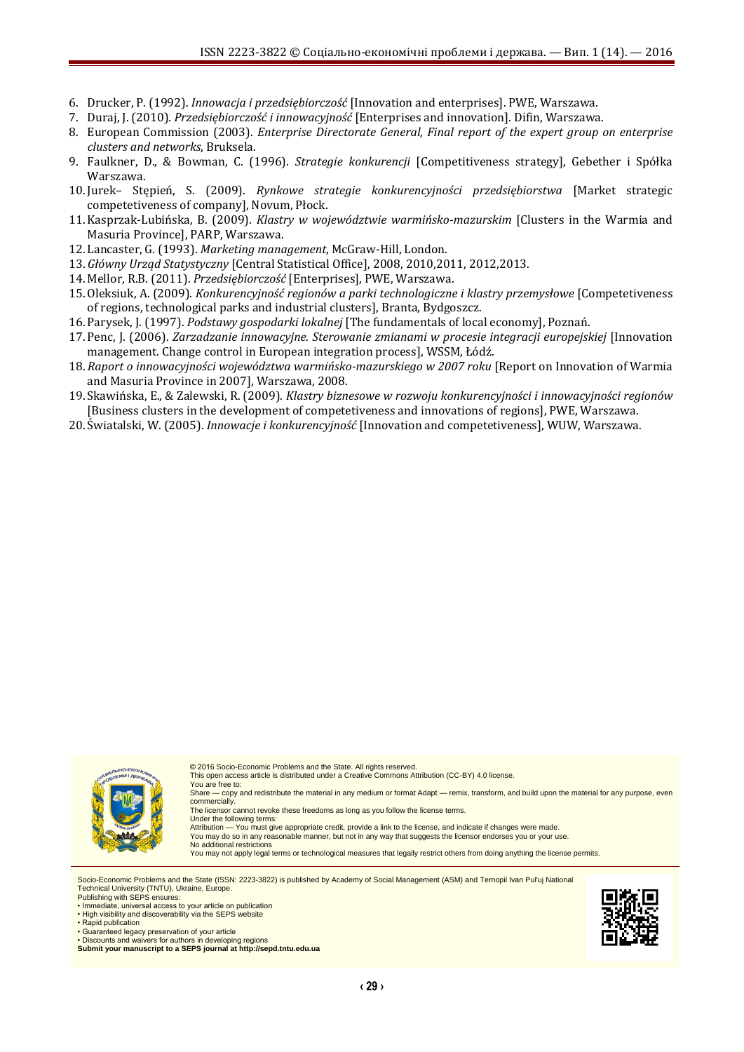6. Drucker, P. (1992). *Innowacja i przedsiębiorczość* [Innovation and enterprises]. PWE, Warszawa.
7. Duraj, J. (2010). *Przedsiębiorczość i innowacyjność* [Enterprises and innovation]. Difin, Warszawa.
8. European Commission (2003). *Enterprise Directorate General, Final report of the expert group on enterprise clusters and networks*, Bruksela.
9. Faulkner, D., & Bowman, C. (1996). *Strategie konkurencji* [Competitiveness strategy], Gebether i Spółka Warszawa.
10. Jurek– Stępień, S. (2009). *Rynkowe strategie konkurencyjności przedsiębiorstwa* [Market strategic competetiveness of company], Novum, Płock.
11. Kasprzak-Lubińska, B. (2009). *Klastry w województwie warmińsko-mazurskim* [Clusters in the Warmia and Masuria Province], PARP, Warszawa.
12. Lancaster, G. (1993). *Marketing management*, McGraw-Hill, London.
13. *Główny Urząd Statystyczny* [Central Statistical Office], 2008, 2010,2011, 2012,2013.
14. Mellor, R.B. (2011). *Przedsiębiorczość* [Enterprises], PWE, Warszawa.
15. Oleksiuk, A. (2009). *Konkurencyjność regionów a parki technologiczne i klastry przemysłowe* [Competetiveness of regions, technological parks and industrial clusters], Branta, Bydgoszcz.
16. Parysek, J. (1997). *Podstawy gospodarki lokalnej* [The fundamentals of local economy], Poznań.
17. Penc, J. (2006). *Zarzadzanie innowacyjne. Sterowanie zmianami w procesie integracji europejskiej* [Innovation management. Change control in European integration process], WSSM, Łódź.
18. *Raport o innowacyjności województwa warmińsko-mazurskiego w 2007 roku* [Report on Innovation of Warmia and Masuria Province in 2007], Warszawa, 2008.
19. Skawińska, E., & Zalewski, R. (2009). *Klastry biznesowe w rozwoju konkurencyjności i innowacyjności regionów* [Business clusters in the development of competetiveness and innovations of regions], PWE, Warszawa.
20. Światalski, W. (2005). *Innowacje i konkurencyjność* [Innovation and competetiveness], WUW, Warszawa.

© 2016 Socio-Economic Problems and the State. All rights reserved.
This open access article is distributed under a Creative Commons Attribution (CC-BY) 4.0 license.
You are free to:
Share — copy and redistribute the material in any medium or format Adapt — remix, transform, and build upon the material for any purpose, even commercially.
The licensor cannot revoke these freedoms as long as you follow the license terms.
Under the following terms:
Attribution — You must give appropriate credit, provide a link to the license, and indicate if changes were made.
You may do so in any reasonable manner, but not in any way that suggests the licensor endorses you or your use.
No additional restrictions
You may not apply legal terms or technological measures that legally restrict others from doing anything the license permits.

Socio-Economic Problems and the State (ISSN: 2223-3822) is published by Academy of Social Management (ASM) and Ternopil Ivan Pul'uj National Technical University (TNTU), Ukraine, Europe.
Publishing with SEPS ensures:
- Immediate, universal access to your article on publication
- High visibility and discoverability via the SEPS website
- Rapid publication
- Guaranteed legacy preservation of your article
- Discounts and waivers for authors in developing regions

**Submit your manuscript to a SEPS journal at http://sepd.tntu.edu.ua**